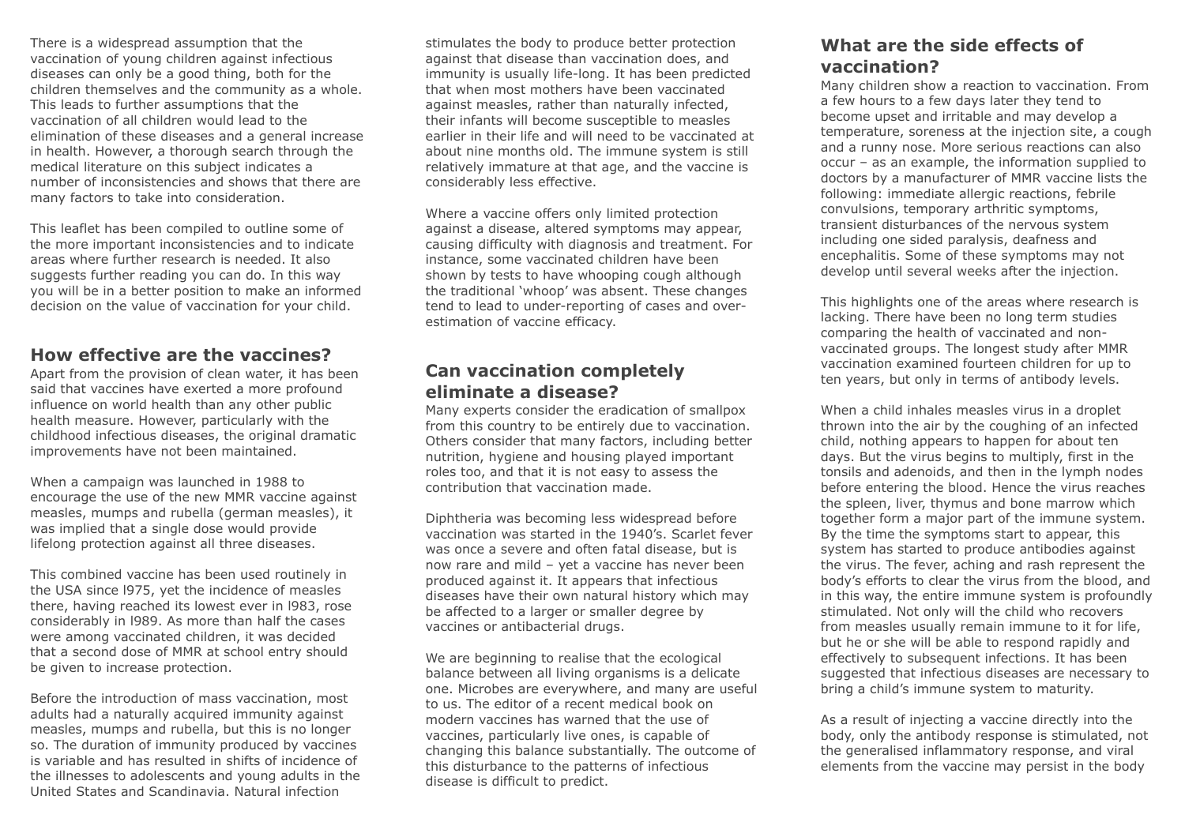There is a widespread assumption that the vaccination of young children against infectious diseases can only be a good thing, both for the children themselves and the community as a whole. This leads to further assumptions that the vaccination of all children would lead to the elimination of these diseases and a general increase in health. However, a thorough search through the medical literature on this subject indicates a number of inconsistencies and shows that there are many factors to take into consideration.

This leaflet has been compiled to outline some of the more important inconsistencies and to indicate areas where further research is needed. It also suggests further reading you can do. In this way you will be in a better position to make an informed decision on the value of vaccination for your child.

## How effective are the vaccines?

Apart from the provision of clean water, it has been said that vaccines have exerted a more profound influence on world health than any other public health measure. However, particularly with the childhood infectious diseases, the original dramatic improvements have not been maintained.

When a campaign was launched in 1988 to encourage the use of the new MMR vaccine against measles, mumps and rubella (german measles), it was implied that a single dose would provide lifelong protection against all three diseases.

This combined vaccine has been used routinely in the USA since l975, yet the incidence of measles there, having reached its lowest ever in l983, rose considerably in l989. As more than half the cases were among vaccinated children, it was decided that a second dose of MMR at school entry should be given to increase protection.

Before the introduction of mass vaccination, most adults had a naturally acquired immunity against measles, mumps and rubella, but this is no longer so. The duration of immunity produced by vaccines is variable and has resulted in shifts of incidence of the illnesses to adolescents and young adults in the United States and Scandinavia. Natural infection stimulates the body to produce better protection against that disease than vaccination does, and immunity is usually life-long. It has been predicted that when most mothers have been vaccinated against measles, rather than naturally infected, their infants will become susceptible to measles earlier in their life and will need to be vaccinated at about nine months old. The immune system is still relatively immature at that age, and the vaccine is considerably less effective.

Where a vaccine offers only limited protection against a disease, altered symptoms may appear, causing difficulty with diagnosis and treatment. For instance, some vaccinated children have been shown by tests to have whooping cough although the traditional 'whoop' was absent. These changes tend to lead to under-reporting of cases and over-estimation of vaccine efficacy.

## Can vaccination completely eliminate a disease?

Many experts consider the eradication of smallpox from this country to be entirely due to vaccination. Others consider that many factors, including better nutrition, hygiene and housing played important roles too, and that it is not easy to assess the contribution that vaccination made.

Diphtheria was becoming less widespread before vaccination was started in the 1940's. Scarlet fever was once a severe and often fatal disease, but is now rare and mild – yet a vaccine has never been produced against it. It appears that infectious diseases have their own natural history which may be affected to a larger or smaller degree by vaccines or antibacterial drugs.

We are beginning to realise that the ecological balance between all living organisms is a delicate one. Microbes are everywhere, and many are useful to us. The editor of a recent medical book on modern vaccines has warned that the use of vaccines, particularly live ones, is capable of changing this balance substantially. The outcome of this disturbance to the patterns of infectious disease is difficult to predict.

## What are the side effects of vaccination?

Many children show a reaction to vaccination. From a few hours to a few days later they tend to become upset and irritable and may develop a temperature, soreness at the injection site, a cough and a runny nose. More serious reactions can also occur – as an example, the information supplied to doctors by a manufacturer of MMR vaccine lists the following: immediate allergic reactions, febrile convulsions, temporary arthritic symptoms, transient disturbances of the nervous system including one sided paralysis, deafness and encephalitis. Some of these symptoms may not develop until several weeks after the injection.

This highlights one of the areas where research is lacking. There have been no long term studies comparing the health of vaccinated and non-vaccinated groups. The longest study after MMR vaccination examined fourteen children for up to ten years, but only in terms of antibody levels.

When a child inhales measles virus in a droplet thrown into the air by the coughing of an infected child, nothing appears to happen for about ten days. But the virus begins to multiply, first in the tonsils and adenoids, and then in the lymph nodes before entering the blood. Hence the virus reaches the spleen, liver, thymus and bone marrow which together form a major part of the immune system. By the time the symptoms start to appear, this system has started to produce antibodies against the virus. The fever, aching and rash represent the body's efforts to clear the virus from the blood, and in this way, the entire immune system is profoundly stimulated. Not only will the child who recovers from measles usually remain immune to it for life, but he or she will be able to respond rapidly and effectively to subsequent infections. It has been suggested that infectious diseases are necessary to bring a child's immune system to maturity.

As a result of injecting a vaccine directly into the body, only the antibody response is stimulated, not the generalised inflammatory response, and viral elements from the vaccine may persist in the body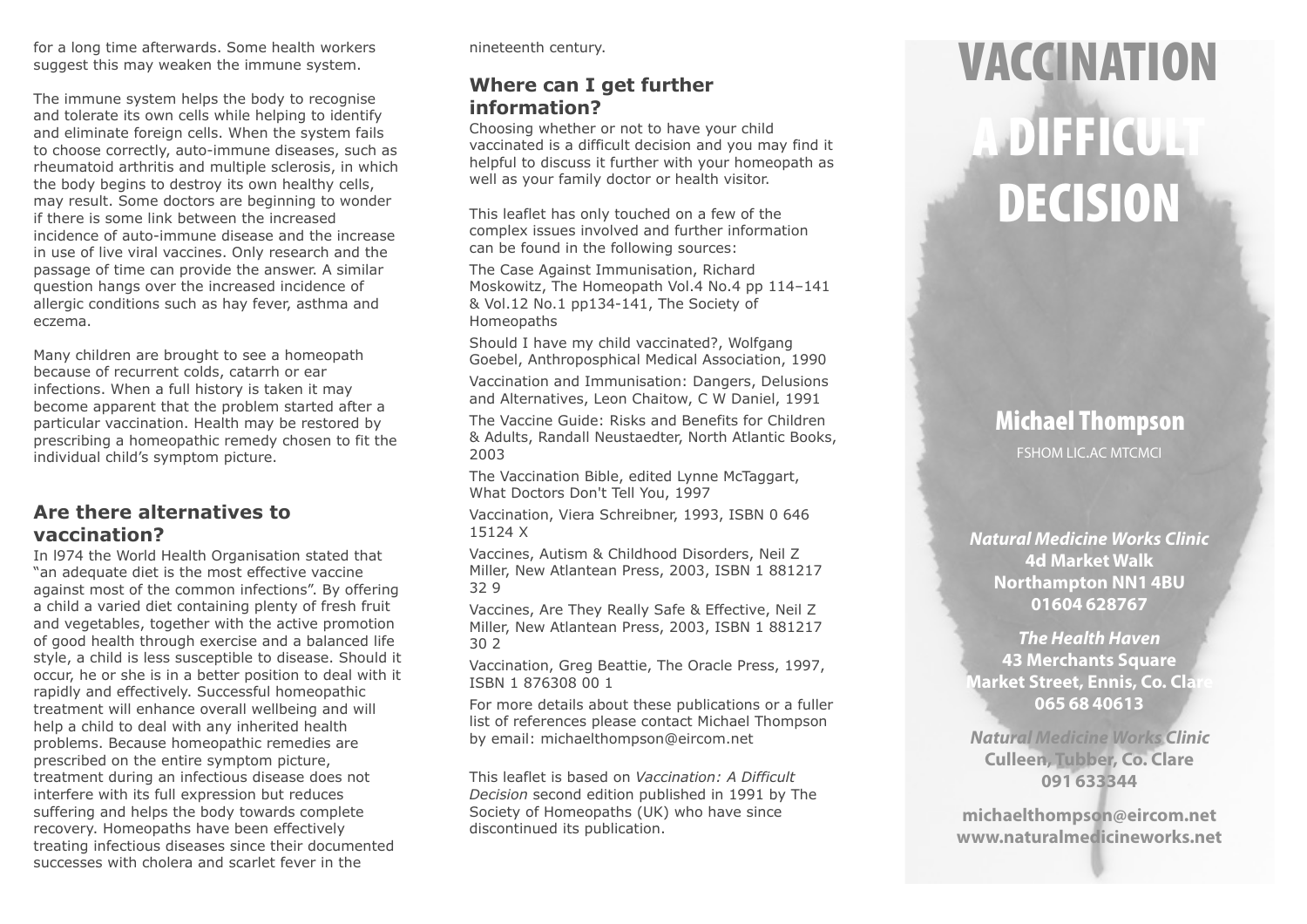for a long time afterwards. Some health workers suggest this may weaken the immune system.

The immune system helps the body to recognise and tolerate its own cells while helping to identify and eliminate foreign cells. When the system fails to choose correctly, auto-immune diseases, such as rheumatoid arthritis and multiple sclerosis, in which the body begins to destroy its own healthy cells, may result. Some doctors are beginning to wonder if there is some link between the increased incidence of auto-immune disease and the increase in use of live viral vaccines. Only research and the passage of time can provide the answer. A similar question hangs over the increased incidence of allergic conditions such as hay fever, asthma and eczema.

Many children are brought to see a homeopath because of recurrent colds, catarrh or ear infections. When a full history is taken it may become apparent that the problem started after a particular vaccination. Health may be restored by prescribing a homeopathic remedy chosen to fit the individual child's symptom picture.

## Are there alternatives to vaccination?

In l974 the World Health Organisation stated that "an adequate diet is the most effective vaccine against most of the common infections". By offering a child a varied diet containing plenty of fresh fruit and vegetables, together with the active promotion of good health through exercise and a balanced life style, a child is less susceptible to disease. Should it occur, he or she is in a better position to deal with it rapidly and effectively. Successful homeopathic treatment will enhance overall wellbeing and will help a child to deal with any inherited health problems. Because homeopathic remedies are prescribed on the entire symptom picture, treatment during an infectious disease does not interfere with its full expression but reduces suffering and helps the body towards complete recovery. Homeopaths have been effectively treating infectious diseases since their documented successes with cholera and scarlet fever in the nineteenth century.

## Where can I get further information?

Choosing whether or not to have your child vaccinated is a difficult decision and you may find it helpful to discuss it further with your homeopath as well as your family doctor or health visitor.

This leaflet has only touched on a few of the complex issues involved and further information can be found in the following sources:

The Case Against Immunisation, Richard Moskowitz, The Homeopath Vol.4 No.4 pp 114–141 & Vol.12 No.1 pp134-141, The Society of Homeopaths

Should I have my child vaccinated?, Wolfgang Goebel, Anthroposphical Medical Association, 1990

Vaccination and Immunisation: Dangers, Delusions and Alternatives, Leon Chaitow, C W Daniel, 1991

The Vaccine Guide: Risks and Benefits for Children & Adults, Randall Neustaedter, North Atlantic Books, 2003

The Vaccination Bible, edited Lynne McTaggart, What Doctors Don't Tell You, 1997

Vaccination, Viera Schreibner, 1993, ISBN 0 646 15124 X

Vaccines, Autism & Childhood Disorders, Neil Z Miller, New Atlantean Press, 2003, ISBN 1 881217 32 9

Vaccines, Are They Really Safe & Effective, Neil Z Miller, New Atlantean Press, 2003, ISBN 1 881217 30 2

Vaccination, Greg Beattie, The Oracle Press, 1997, ISBN 1 876308 00 1

For more details about these publications or a fuller list of references please contact Michael Thompson by email: michaelthompson@eircom.net

This leaflet is based on *Vaccination: A Difficult Decision* second edition published in 1991 by The Society of Homeopaths (UK) who have since discontinued its publication.

# VACCINATION A DIFFICULT DECISION

## Michael Thompson

FSHOM LIC.AC MTCMCI

***Natural Medicine Works Clinic***
**4d Market Walk**
**Northampton NN1 4BU**
**01604 628767**

***The Health Haven***
**43 Merchants Square**
**Market Street, Ennis, Co. Clare**
**065 68 40613**

***Natural Medicine Works Clinic***
**Culleen, Tubber, Co. Clare**
**091 633344**

**michaelthompson@eircom.net**
**www.naturalmedicineworks.net**